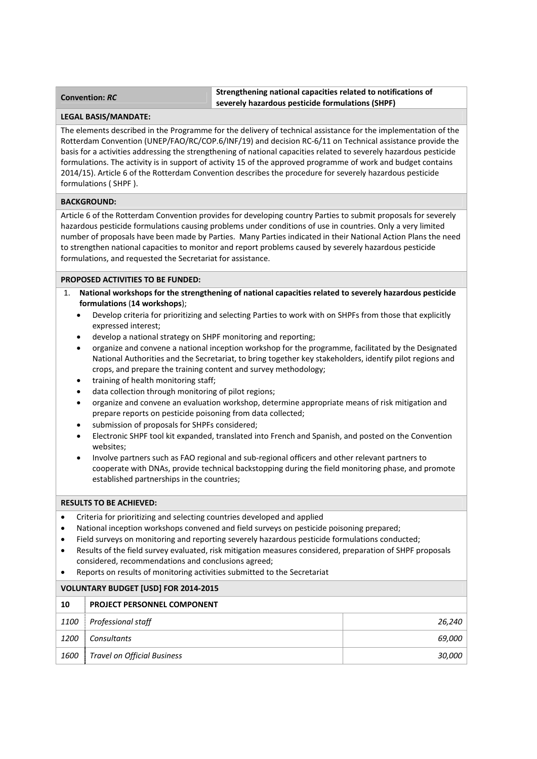| **Convention: *RC*** | **Strengthening national capacities related to notifications of severely hazardous pesticide formulations (SHPF)** |
|---|---|

**LEGAL BASIS/MANDATE:**

The elements described in the Programme for the delivery of technical assistance for the implementation of the Rotterdam Convention (UNEP/FAO/RC/COP.6/INF/19) and decision RC-6/11 on Technical assistance provide the basis for a activities addressing the strengthening of national capacities related to severely hazardous pesticide formulations. The activity is in support of activity 15 of the approved programme of work and budget contains 2014/15). Article 6 of the Rotterdam Convention describes the procedure for severely hazardous pesticide formulations ( SHPF ).

**BACKGROUND:**

Article 6 of the Rotterdam Convention provides for developing country Parties to submit proposals for severely hazardous pesticide formulations causing problems under conditions of use in countries. Only a very limited number of proposals have been made by Parties. Many Parties indicated in their National Action Plans the need to strengthen national capacities to monitor and report problems caused by severely hazardous pesticide formulations, and requested the Secretariat for assistance.

**PROPOSED ACTIVITIES TO BE FUNDED:**

1. **National workshops for the strengthening of national capacities related to severely hazardous pesticide formulations** (**14 workshops**);
   - Develop criteria for prioritizing and selecting Parties to work with on SHPFs from those that explicitly expressed interest;
   - develop a national strategy on SHPF monitoring and reporting;
   - organize and convene a national inception workshop for the programme, facilitated by the Designated National Authorities and the Secretariat, to bring together key stakeholders, identify pilot regions and crops, and prepare the training content and survey methodology;
   - training of health monitoring staff;
   - data collection through monitoring of pilot regions;
   - organize and convene an evaluation workshop, determine appropriate means of risk mitigation and prepare reports on pesticide poisoning from data collected;
   - submission of proposals for SHPFs considered;
   - Electronic SHPF tool kit expanded, translated into French and Spanish, and posted on the Convention websites;
   - Involve partners such as FAO regional and sub-regional officers and other relevant partners to cooperate with DNAs, provide technical backstopping during the field monitoring phase, and promote established partnerships in the countries;

**RESULTS TO BE ACHIEVED:**

- Criteria for prioritizing and selecting countries developed and applied
- National inception workshops convened and field surveys on pesticide poisoning prepared;
- Field surveys on monitoring and reporting severely hazardous pesticide formulations conducted;
- Results of the field survey evaluated, risk mitigation measures considered, preparation of SHPF proposals considered, recommendations and conclusions agreed;
- Reports on results of monitoring activities submitted to the Secretariat

**VOLUNTARY BUDGET [USD] FOR 2014-2015**

| **10** | **PROJECT PERSONNEL COMPONENT** | |
|---|---|---|
| *1100* | *Professional staff* | *26,240* |
| *1200* | *Consultants* | *69,000* |
| *1600* | *Travel on Official Business* | *30,000* |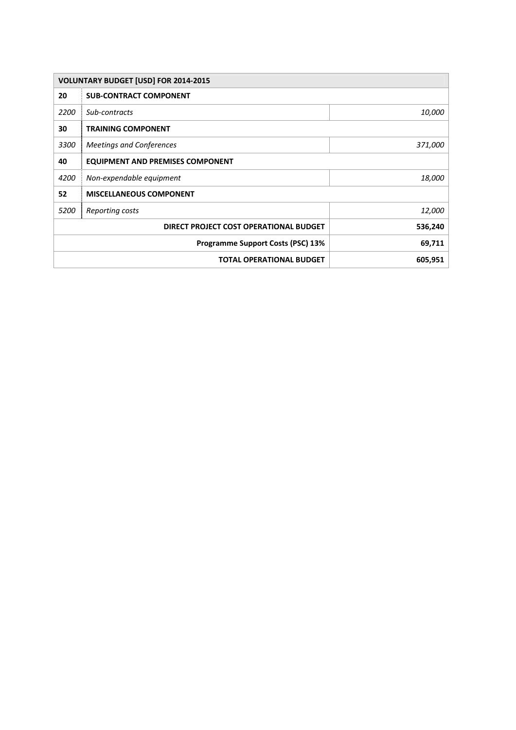| VOLUNTARY BUDGET [USD] FOR 2014-2015 | | |
|---|---|---|
| **20** | **SUB-CONTRACT COMPONENT** | |
| *2200* | *Sub-contracts* | *10,000* |
| **30** | **TRAINING COMPONENT** | |
| *3300* | *Meetings and Conferences* | *371,000* |
| **40** | **EQUIPMENT AND PREMISES COMPONENT** | |
| *4200* | *Non-expendable equipment* | *18,000* |
| **52** | **MISCELLANEOUS COMPONENT** | |
| *5200* | *Reporting costs* | *12,000* |
| | **DIRECT PROJECT COST OPERATIONAL BUDGET** | **536,240** |
| | **Programme Support Costs (PSC) 13%** | **69,711** |
| | **TOTAL OPERATIONAL BUDGET** | **605,951** |